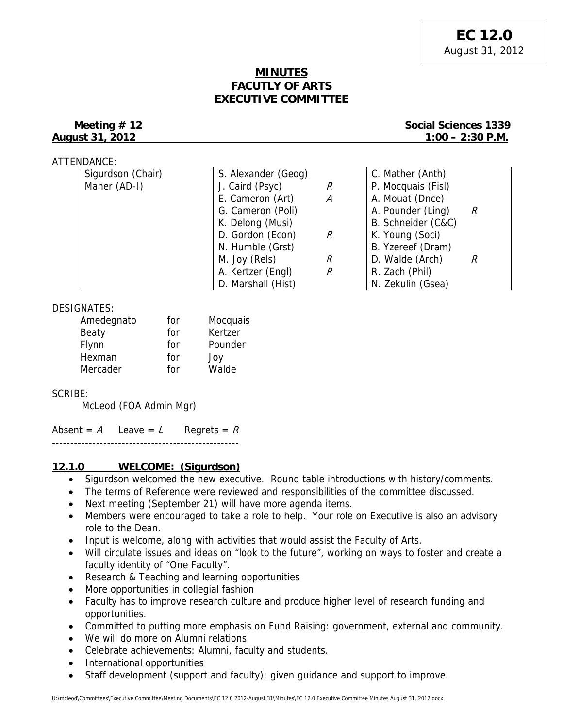**EC 12.0**
August 31, 2012

# MINUTES
# FACUTLY OF ARTS
# EXECUTIVE COMMITTEE

**Meeting # 12** — **Social Sciences 1339**
**August 31, 2012** — **1:00 – 2:30 P.M.**

ATTENDANCE:

| | | | | |
|---|---|---|---|---|
| Sigurdson (Chair) | S. Alexander (Geog) | | C. Mather (Anth) | |
| Maher (AD-I) | J. Caird (Psyc) | *R* | P. Mocquais (Fisl) | |
| | E. Cameron (Art) | *A* | A. Mouat (Dnce) | |
| | G. Cameron (Poli) | | A. Pounder (Ling) | *R* |
| | K. Delong (Musi) | | B. Schneider (C&C) | |
| | D. Gordon (Econ) | *R* | K. Young (Soci) | |
| | N. Humble (Grst) | | B. Yzereef (Dram) | |
| | M. Joy (Rels) | *R* | D. Walde (Arch) | *R* |
| | A. Kertzer (Engl) | *R* | R. Zach (Phil) | |
| | D. Marshall (Hist) | | N. Zekulin (Gsea) | |

DESIGNATES:

| | | |
|---|---|---|
| Amedegnato | for | Mocquais |
| Beaty | for | Kertzer |
| Flynn | for | Pounder |
| Hexman | for | Joy |
| Mercader | for | Walde |

SCRIBE:

McLeod (FOA Admin Mgr)

Absent = *A* Leave = *L* Regrets = *R*

---------------------------------------------------

## 12.1.0 WELCOME: (Sigurdson)

- Sigurdson welcomed the new executive. Round table introductions with history/comments.
- The terms of Reference were reviewed and responsibilities of the committee discussed.
- Next meeting (September 21) will have more agenda items.
- Members were encouraged to take a role to help. Your role on Executive is also an advisory role to the Dean.
- Input is welcome, along with activities that would assist the Faculty of Arts.
- Will circulate issues and ideas on "look to the future", working on ways to foster and create a faculty identity of "One Faculty".
- Research & Teaching and learning opportunities
- More opportunities in collegial fashion
- Faculty has to improve research culture and produce higher level of research funding and opportunities.
- Committed to putting more emphasis on Fund Raising: government, external and community.
- We will do more on Alumni relations.
- Celebrate achievements: Alumni, faculty and students.
- International opportunities
- Staff development (support and faculty); given guidance and support to improve.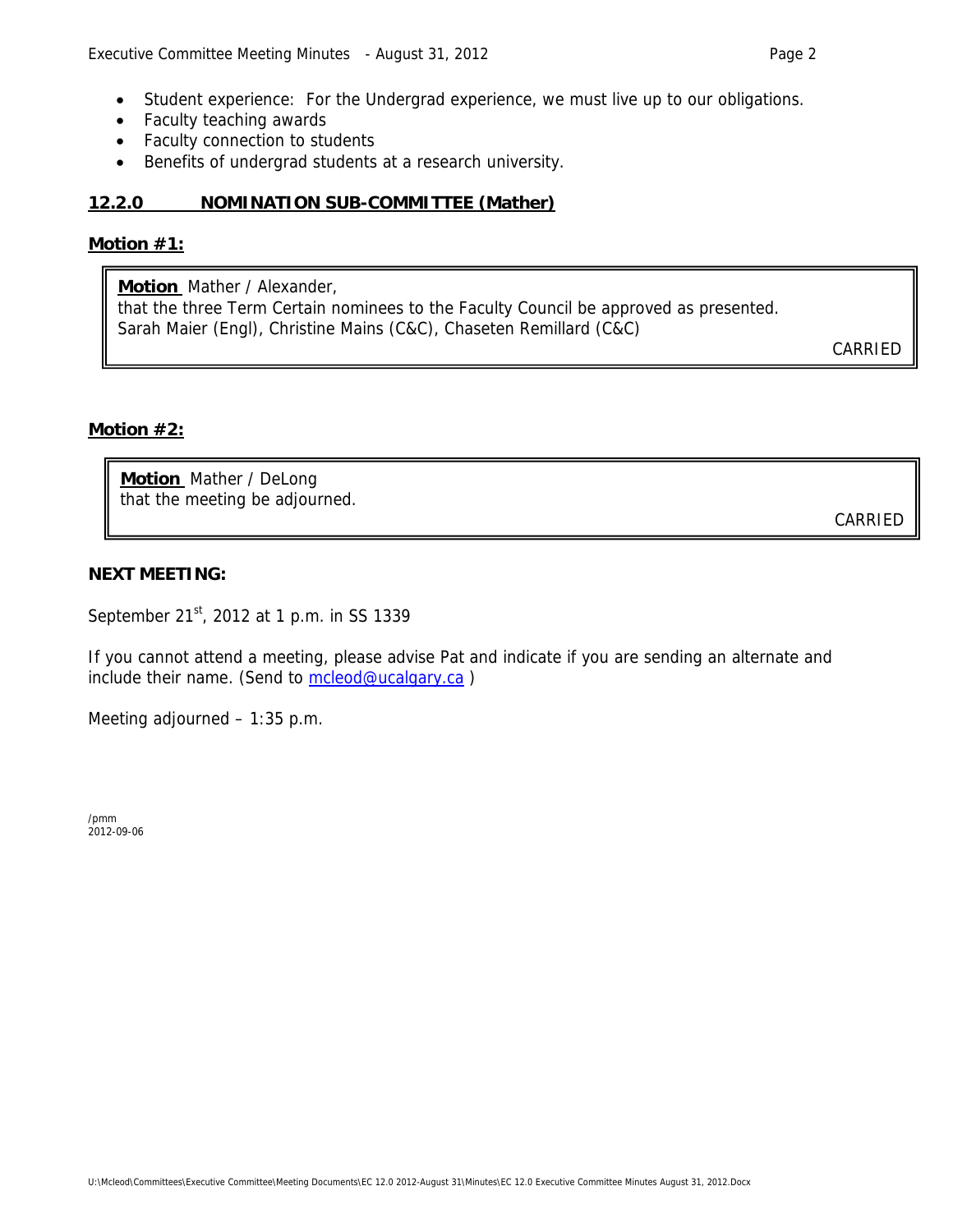- Student experience: For the Undergrad experience, we must live up to our obligations.
- Faculty teaching awards
- Faculty connection to students
- Benefits of undergrad students at a research university.

## 12.2.0 NOMINATION SUB-COMMITTEE (Mather)

**Motion #1:**

**Motion** Mather / Alexander,
that the three Term Certain nominees to the Faculty Council be approved as presented.
Sarah Maier (Engl), Christine Mains (C&C), Chaseten Remillard (C&C)

CARRIED

**Motion #2:**

**Motion** Mather / DeLong
that the meeting be adjourned.

CARRIED

**NEXT MEETING:**

September 21st, 2012 at 1 p.m. in SS 1339

If you cannot attend a meeting, please advise Pat and indicate if you are sending an alternate and include their name. (Send to mcleod@ucalgary.ca )

Meeting adjourned – 1:35 p.m.

/pmm
2012-09-06

U:\Mcleod\Committees\Executive Committee\Meeting Documents\EC 12.0 2012-August 31\Minutes\EC 12.0 Executive Committee Minutes August 31, 2012.Docx